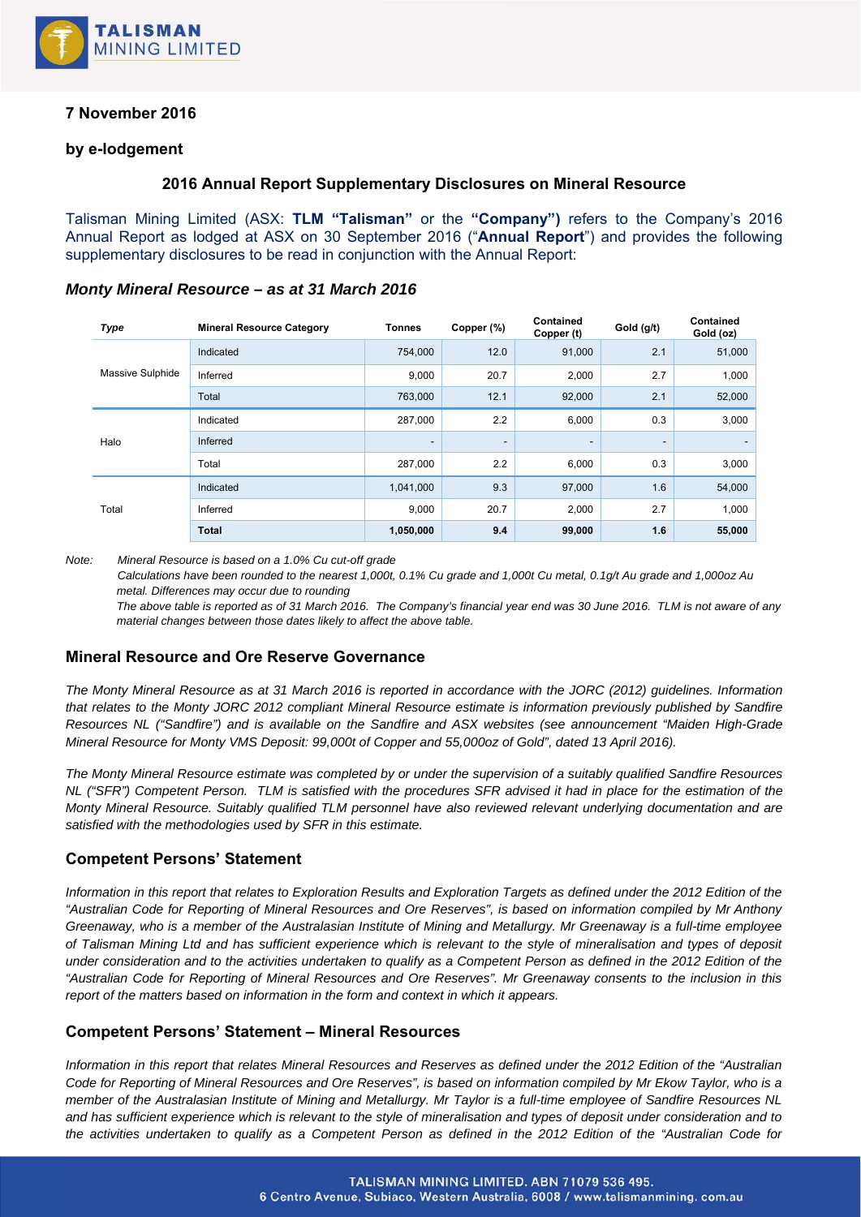**7 November 2016**

**by e-lodgement**

## 2016 Annual Report Supplementary Disclosures on Mineral Resource

Talisman Mining Limited (ASX: **TLM "Talisman"** or the **"Company")** refers to the Company's 2016 Annual Report as lodged at ASX on 30 September 2016 ("**Annual Report**") and provides the following supplementary disclosures to be read in conjunction with the Annual Report:

### *Monty Mineral Resource – as at 31 March 2016*

| *Type* | Mineral Resource Category | Tonnes | Copper (%) | Contained Copper (t) | Gold (g/t) | Contained Gold (oz) |
|---|---|---|---|---|---|---|
| Massive Sulphide | Indicated | 754,000 | 12.0 | 91,000 | 2.1 | 51,000 |
| | Inferred | 9,000 | 20.7 | 2,000 | 2.7 | 1,000 |
| | Total | 763,000 | 12.1 | 92,000 | 2.1 | 52,000 |
| Halo | Indicated | 287,000 | 2.2 | 6,000 | 0.3 | 3,000 |
| | Inferred | - | - | - | - | - |
| | Total | 287,000 | 2.2 | 6,000 | 0.3 | 3,000 |
| Total | Indicated | 1,041,000 | 9.3 | 97,000 | 1.6 | 54,000 |
| | Inferred | 9,000 | 20.7 | 2,000 | 2.7 | 1,000 |
| | **Total** | **1,050,000** | **9.4** | **99,000** | **1.6** | **55,000** |

*Note: Mineral Resource is based on a 1.0% Cu cut-off grade*
*Calculations have been rounded to the nearest 1,000t, 0.1% Cu grade and 1,000t Cu metal, 0.1g/t Au grade and 1,000oz Au metal. Differences may occur due to rounding*
*The above table is reported as of 31 March 2016. The Company's financial year end was 30 June 2016. TLM is not aware of any material changes between those dates likely to affect the above table.*

### Mineral Resource and Ore Reserve Governance

*The Monty Mineral Resource as at 31 March 2016 is reported in accordance with the JORC (2012) guidelines. Information that relates to the Monty JORC 2012 compliant Mineral Resource estimate is information previously published by Sandfire Resources NL ("Sandfire") and is available on the Sandfire and ASX websites (see announcement "Maiden High-Grade Mineral Resource for Monty VMS Deposit: 99,000t of Copper and 55,000oz of Gold", dated 13 April 2016).*

*The Monty Mineral Resource estimate was completed by or under the supervision of a suitably qualified Sandfire Resources NL ("SFR") Competent Person. TLM is satisfied with the procedures SFR advised it had in place for the estimation of the Monty Mineral Resource. Suitably qualified TLM personnel have also reviewed relevant underlying documentation and are satisfied with the methodologies used by SFR in this estimate.*

### Competent Persons' Statement

*Information in this report that relates to Exploration Results and Exploration Targets as defined under the 2012 Edition of the "Australian Code for Reporting of Mineral Resources and Ore Reserves", is based on information compiled by Mr Anthony Greenaway, who is a member of the Australasian Institute of Mining and Metallurgy. Mr Greenaway is a full-time employee of Talisman Mining Ltd and has sufficient experience which is relevant to the style of mineralisation and types of deposit under consideration and to the activities undertaken to qualify as a Competent Person as defined in the 2012 Edition of the "Australian Code for Reporting of Mineral Resources and Ore Reserves". Mr Greenaway consents to the inclusion in this report of the matters based on information in the form and context in which it appears.*

### Competent Persons' Statement – Mineral Resources

*Information in this report that relates Mineral Resources and Reserves as defined under the 2012 Edition of the "Australian Code for Reporting of Mineral Resources and Ore Reserves", is based on information compiled by Mr Ekow Taylor, who is a member of the Australasian Institute of Mining and Metallurgy. Mr Taylor is a full-time employee of Sandfire Resources NL and has sufficient experience which is relevant to the style of mineralisation and types of deposit under consideration and to the activities undertaken to qualify as a Competent Person as defined in the 2012 Edition of the "Australian Code for*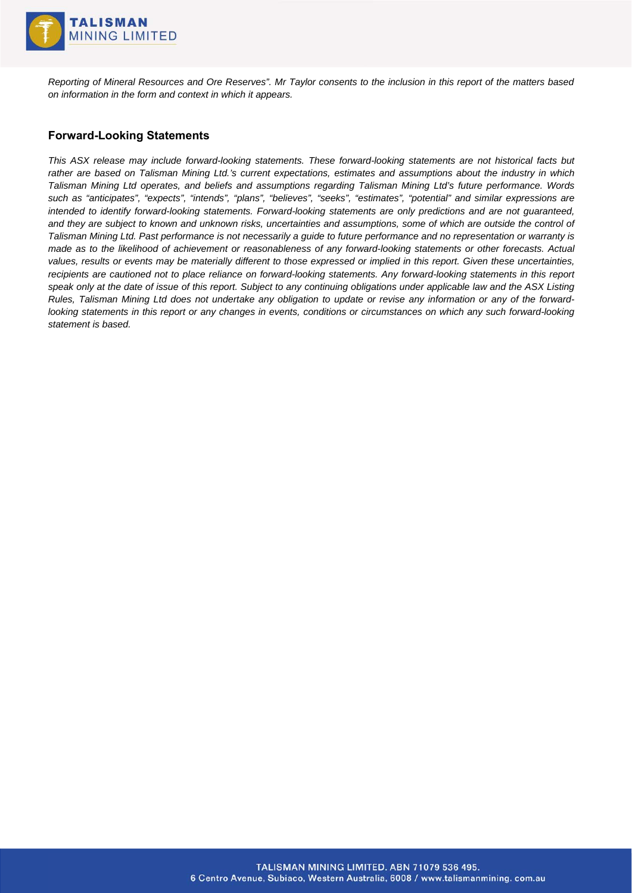*Reporting of Mineral Resources and Ore Reserves". Mr Taylor consents to the inclusion in this report of the matters based on information in the form and context in which it appears.*

## Forward-Looking Statements

*This ASX release may include forward-looking statements. These forward-looking statements are not historical facts but rather are based on Talisman Mining Ltd.'s current expectations, estimates and assumptions about the industry in which Talisman Mining Ltd operates, and beliefs and assumptions regarding Talisman Mining Ltd's future performance. Words such as "anticipates", "expects", "intends", "plans", "believes", "seeks", "estimates", "potential" and similar expressions are intended to identify forward-looking statements. Forward-looking statements are only predictions and are not guaranteed, and they are subject to known and unknown risks, uncertainties and assumptions, some of which are outside the control of Talisman Mining Ltd. Past performance is not necessarily a guide to future performance and no representation or warranty is made as to the likelihood of achievement or reasonableness of any forward-looking statements or other forecasts. Actual values, results or events may be materially different to those expressed or implied in this report. Given these uncertainties, recipients are cautioned not to place reliance on forward-looking statements. Any forward-looking statements in this report speak only at the date of issue of this report. Subject to any continuing obligations under applicable law and the ASX Listing Rules, Talisman Mining Ltd does not undertake any obligation to update or revise any information or any of the forward-looking statements in this report or any changes in events, conditions or circumstances on which any such forward-looking statement is based.*